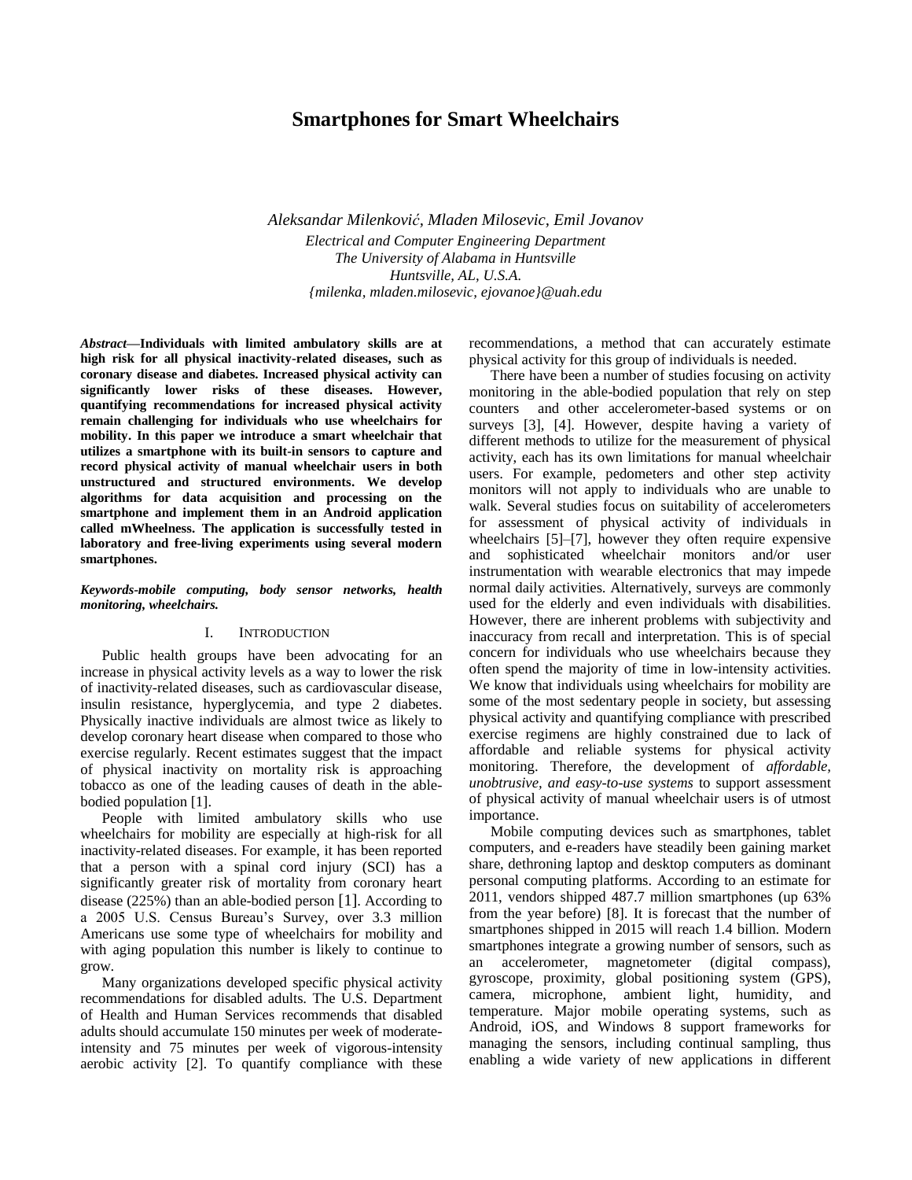# Smartphones for Smart Wheelchairs

*Aleksandar Milenković, Mladen Milosevic, Emil Jovanov*

*Electrical and Computer Engineering Department*
*The University of Alabama in Huntsville*
*Huntsville, AL, U.S.A.*
*{milenka, mladen.milosevic, ejovanoe}@uah.edu*

***Abstract*—Individuals with limited ambulatory skills are at high risk for all physical inactivity-related diseases, such as coronary disease and diabetes. Increased physical activity can significantly lower risks of these diseases. However, quantifying recommendations for increased physical activity remain challenging for individuals who use wheelchairs for mobility. In this paper we introduce a smart wheelchair that utilizes a smartphone with its built-in sensors to capture and record physical activity of manual wheelchair users in both unstructured and structured environments. We develop algorithms for data acquisition and processing on the smartphone and implement them in an Android application called mWheelness. The application is successfully tested in laboratory and free-living experiments using several modern smartphones.**

***Keywords-mobile computing, body sensor networks, health monitoring, wheelchairs.***

## I. Introduction

Public health groups have been advocating for an increase in physical activity levels as a way to lower the risk of inactivity-related diseases, such as cardiovascular disease, insulin resistance, hyperglycemia, and type 2 diabetes. Physically inactive individuals are almost twice as likely to develop coronary heart disease when compared to those who exercise regularly. Recent estimates suggest that the impact of physical inactivity on mortality risk is approaching tobacco as one of the leading causes of death in the able-bodied population [1].

People with limited ambulatory skills who use wheelchairs for mobility are especially at high-risk for all inactivity-related diseases. For example, it has been reported that a person with a spinal cord injury (SCI) has a significantly greater risk of mortality from coronary heart disease (225%) than an able-bodied person [1]. According to a 2005 U.S. Census Bureau's Survey, over 3.3 million Americans use some type of wheelchairs for mobility and with aging population this number is likely to continue to grow.

Many organizations developed specific physical activity recommendations for disabled adults. The U.S. Department of Health and Human Services recommends that disabled adults should accumulate 150 minutes per week of moderate-intensity and 75 minutes per week of vigorous-intensity aerobic activity [2]. To quantify compliance with these recommendations, a method that can accurately estimate physical activity for this group of individuals is needed.

There have been a number of studies focusing on activity monitoring in the able-bodied population that rely on step counters and other accelerometer-based systems or on surveys [3], [4]. However, despite having a variety of different methods to utilize for the measurement of physical activity, each has its own limitations for manual wheelchair users. For example, pedometers and other step activity monitors will not apply to individuals who are unable to walk. Several studies focus on suitability of accelerometers for assessment of physical activity of individuals in wheelchairs [5]–[7], however they often require expensive and sophisticated wheelchair monitors and/or user instrumentation with wearable electronics that may impede normal daily activities. Alternatively, surveys are commonly used for the elderly and even individuals with disabilities. However, there are inherent problems with subjectivity and inaccuracy from recall and interpretation. This is of special concern for individuals who use wheelchairs because they often spend the majority of time in low-intensity activities. We know that individuals using wheelchairs for mobility are some of the most sedentary people in society, but assessing physical activity and quantifying compliance with prescribed exercise regimens are highly constrained due to lack of affordable and reliable systems for physical activity monitoring. Therefore, the development of *affordable, unobtrusive, and easy-to-use systems* to support assessment of physical activity of manual wheelchair users is of utmost importance.

Mobile computing devices such as smartphones, tablet computers, and e-readers have steadily been gaining market share, dethroning laptop and desktop computers as dominant personal computing platforms. According to an estimate for 2011, vendors shipped 487.7 million smartphones (up 63% from the year before) [8]. It is forecast that the number of smartphones shipped in 2015 will reach 1.4 billion. Modern smartphones integrate a growing number of sensors, such as an accelerometer, magnetometer (digital compass), gyroscope, proximity, global positioning system (GPS), camera, microphone, ambient light, humidity, and temperature. Major mobile operating systems, such as Android, iOS, and Windows 8 support frameworks for managing the sensors, including continual sampling, thus enabling a wide variety of new applications in different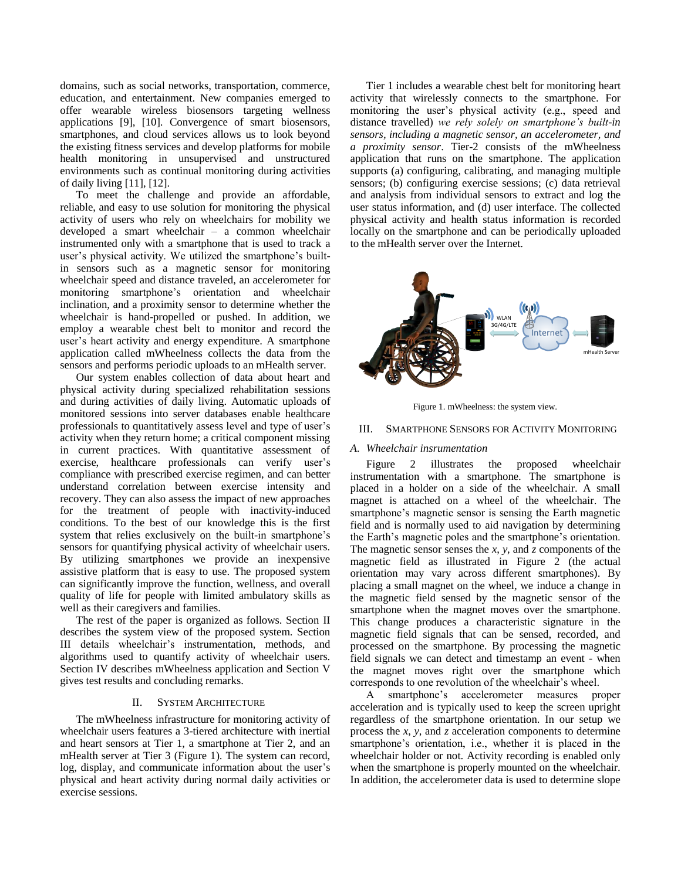domains, such as social networks, transportation, commerce, education, and entertainment. New companies emerged to offer wearable wireless biosensors targeting wellness applications [9], [10]. Convergence of smart biosensors, smartphones, and cloud services allows us to look beyond the existing fitness services and develop platforms for mobile health monitoring in unsupervised and unstructured environments such as continual monitoring during activities of daily living [11], [12].

To meet the challenge and provide an affordable, reliable, and easy to use solution for monitoring the physical activity of users who rely on wheelchairs for mobility we developed a smart wheelchair – a common wheelchair instrumented only with a smartphone that is used to track a user's physical activity. We utilized the smartphone's built-in sensors such as a magnetic sensor for monitoring wheelchair speed and distance traveled, an accelerometer for monitoring smartphone's orientation and wheelchair inclination, and a proximity sensor to determine whether the wheelchair is hand-propelled or pushed. In addition, we employ a wearable chest belt to monitor and record the user's heart activity and energy expenditure. A smartphone application called mWheelness collects the data from the sensors and performs periodic uploads to an mHealth server.

Our system enables collection of data about heart and physical activity during specialized rehabilitation sessions and during activities of daily living. Automatic uploads of monitored sessions into server databases enable healthcare professionals to quantitatively assess level and type of user's activity when they return home; a critical component missing in current practices. With quantitative assessment of exercise, healthcare professionals can verify user's compliance with prescribed exercise regimen, and can better understand correlation between exercise intensity and recovery. They can also assess the impact of new approaches for the treatment of people with inactivity-induced conditions. To the best of our knowledge this is the first system that relies exclusively on the built-in smartphone's sensors for quantifying physical activity of wheelchair users. By utilizing smartphones we provide an inexpensive assistive platform that is easy to use. The proposed system can significantly improve the function, wellness, and overall quality of life for people with limited ambulatory skills as well as their caregivers and families.

The rest of the paper is organized as follows. Section II describes the system view of the proposed system. Section III details wheelchair's instrumentation, methods, and algorithms used to quantify activity of wheelchair users. Section IV describes mWheelness application and Section V gives test results and concluding remarks.

## II. System Architecture

The mWheelness infrastructure for monitoring activity of wheelchair users features a 3-tiered architecture with inertial and heart sensors at Tier 1, a smartphone at Tier 2, and an mHealth server at Tier 3 (Figure 1). The system can record, log, display, and communicate information about the user's physical and heart activity during normal daily activities or exercise sessions.

Tier 1 includes a wearable chest belt for monitoring heart activity that wirelessly connects to the smartphone. For monitoring the user's physical activity (e.g., speed and distance travelled) *we rely solely on smartphone's built-in sensors, including a magnetic sensor, an accelerometer, and a proximity sensor*. Tier-2 consists of the mWheelness application that runs on the smartphone. The application supports (a) configuring, calibrating, and managing multiple sensors; (b) configuring exercise sessions; (c) data retrieval and analysis from individual sensors to extract and log the user status information, and (d) user interface. The collected physical activity and health status information is recorded locally on the smartphone and can be periodically uploaded to the mHealth server over the Internet.

WLAN
3G/4G/LTE
Internet
mHealth Server

Figure 1. mWheelness: the system view.

## III. Smartphone Sensors for Activity Monitoring

### *A. Wheelchair insrumentation*

Figure 2 illustrates the proposed wheelchair instrumentation with a smartphone. The smartphone is placed in a holder on a side of the wheelchair. A small magnet is attached on a wheel of the wheelchair. The smartphone's magnetic sensor is sensing the Earth magnetic field and is normally used to aid navigation by determining the Earth's magnetic poles and the smartphone's orientation. The magnetic sensor senses the *x*, *y*, and *z* components of the magnetic field as illustrated in Figure 2 (the actual orientation may vary across different smartphones). By placing a small magnet on the wheel, we induce a change in the magnetic field sensed by the magnetic sensor of the smartphone when the magnet moves over the smartphone. This change produces a characteristic signature in the magnetic field signals that can be sensed, recorded, and processed on the smartphone. By processing the magnetic field signals we can detect and timestamp an event - when the magnet moves right over the smartphone which corresponds to one revolution of the wheelchair's wheel.

A smartphone's accelerometer measures proper acceleration and is typically used to keep the screen upright regardless of the smartphone orientation. In our setup we process the *x*, *y*, and *z* acceleration components to determine smartphone's orientation, i.e., whether it is placed in the wheelchair holder or not. Activity recording is enabled only when the smartphone is properly mounted on the wheelchair. In addition, the accelerometer data is used to determine slope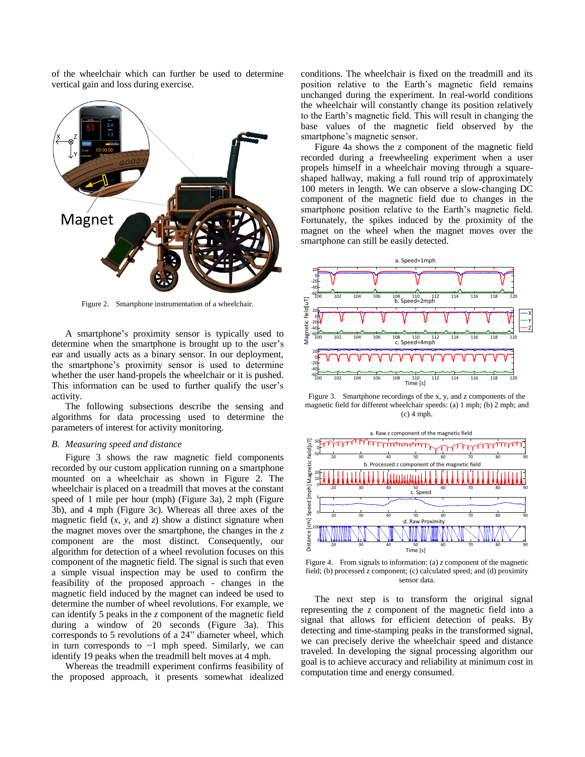of the wheelchair which can further be used to determine vertical gain and loss during exercise.

Figure 2. Smartphone instrumentation of a wheelchair.

A smartphone's proximity sensor is typically used to determine when the smartphone is brought up to the user's ear and usually acts as a binary sensor. In our deployment, the smartphone's proximity sensor is used to determine whether the user hand-propels the wheelchair or it is pushed. This information can be used to further qualify the user's activity.

The following subsections describe the sensing and algorithms for data processing used to determine the parameters of interest for activity monitoring.

### *B. Measuring speed and distance*

Figure 3 shows the raw magnetic field components recorded by our custom application running on a smartphone mounted on a wheelchair as shown in Figure 2. The wheelchair is placed on a treadmill that moves at the constant speed of 1 mile per hour (mph) (Figure 3a), 2 mph (Figure 3b), and 4 mph (Figure 3c). Whereas all three axes of the magnetic field ($x$, $y$, and $z$) show a distinct signature when the magnet moves over the smartphone, the changes in the $z$ component are the most distinct. Consequently, our algorithm for detection of a wheel revolution focuses on this component of the magnetic field. The signal is such that even a simple visual inspection may be used to confirm the feasibility of the proposed approach - changes in the magnetic field induced by the magnet can indeed be used to determine the number of wheel revolutions. For example, we can identify 5 peaks in the $z$ component of the magnetic field during a window of 20 seconds (Figure 3a). This corresponds to 5 revolutions of a 24" diameter wheel, which in turn corresponds to ~1 mph speed. Similarly, we can identify 19 peaks when the treadmill belt moves at 4 mph.

Whereas the treadmill experiment confirms feasibility of the proposed approach, it presents somewhat idealized conditions. The wheelchair is fixed on the treadmill and its position relative to the Earth's magnetic field remains unchanged during the experiment. In real-world conditions the wheelchair will constantly change its position relatively to the Earth's magnetic field. This will result in changing the base values of the magnetic field observed by the smartphone's magnetic sensor.

Figure 4a shows the $z$ component of the magnetic field recorded during a freewheeling experiment when a user propels himself in a wheelchair moving through a square-shaped hallway, making a full round trip of approximately 100 meters in length. We can observe a slow-changing DC component of the magnetic field due to changes in the smartphone position relative to the Earth's magnetic field. Fortunately, the spikes induced by the proximity of the magnet on the wheel when the magnet moves over the smartphone can still be easily detected.

Figure 3. Smartphone recordings of the x, y, and z components of the magnetic field for different wheelchair speeds: (a) 1 mph; (b) 2 mph; and (c) 4 mph.

Figure 4. From signals to information: (a) $z$ component of the magnetic field; (b) processed $z$ component; (c) calculated speed; and (d) proximity sensor data.

The next step is to transform the original signal representing the $z$ component of the magnetic field into a signal that allows for efficient detection of peaks. By detecting and time-stamping peaks in the transformed signal, we can precisely derive the wheelchair speed and distance traveled. In developing the signal processing algorithm our goal is to achieve accuracy and reliability at minimum cost in computation time and energy consumed.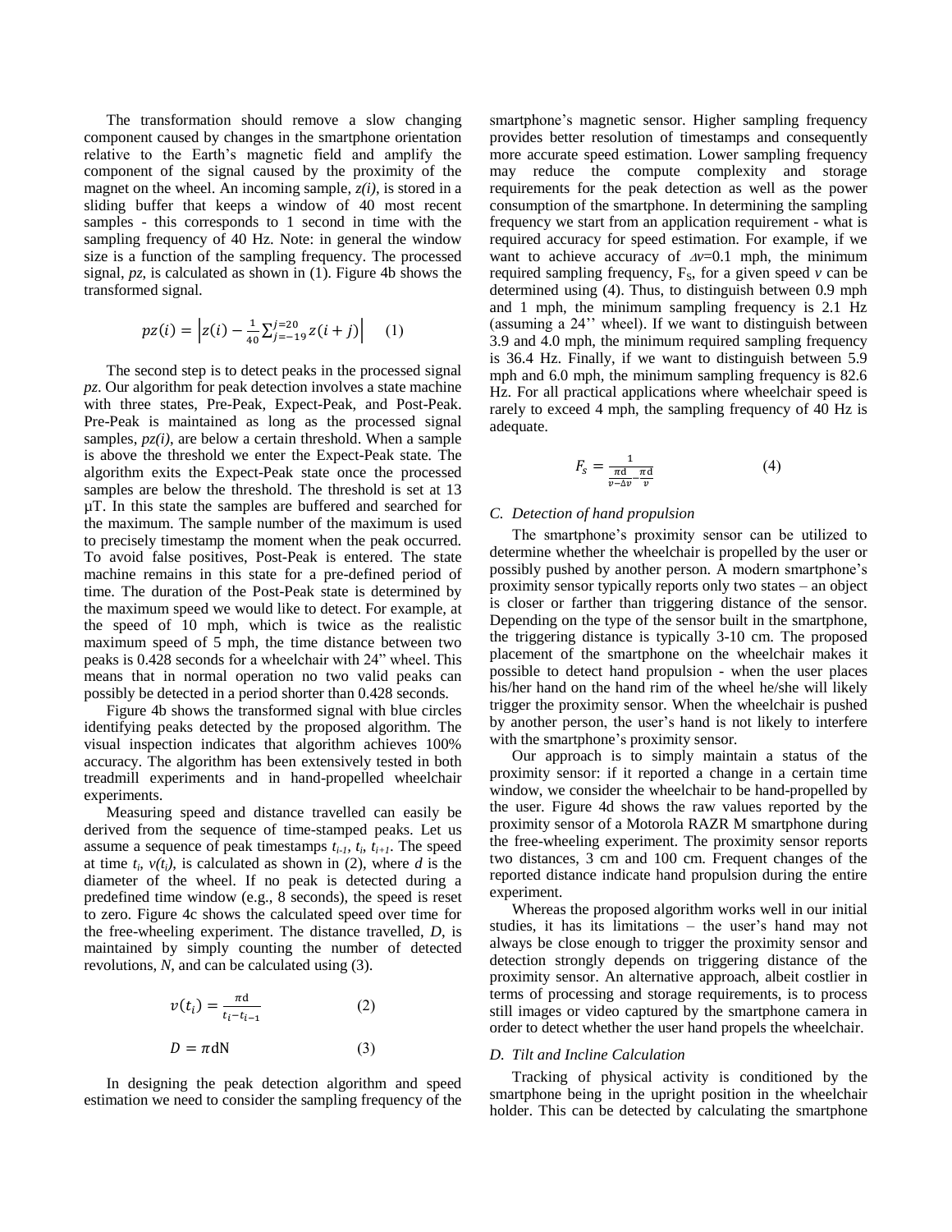The transformation should remove a slow changing component caused by changes in the smartphone orientation relative to the Earth's magnetic field and amplify the component of the signal caused by the proximity of the magnet on the wheel. An incoming sample, $z(i)$, is stored in a sliding buffer that keeps a window of 40 most recent samples - this corresponds to 1 second in time with the sampling frequency of 40 Hz. Note: in general the window size is a function of the sampling frequency. The processed signal, $pz$, is calculated as shown in (1). Figure 4b shows the transformed signal.

$$pz(i) = \left| z(i) - \frac{1}{40}\sum_{j=-19}^{j=20} z(i+j) \right| \quad (1)$$

The second step is to detect peaks in the processed signal $pz$. Our algorithm for peak detection involves a state machine with three states, Pre-Peak, Expect-Peak, and Post-Peak. Pre-Peak is maintained as long as the processed signal samples, $pz(i)$, are below a certain threshold. When a sample is above the threshold we enter the Expect-Peak state. The algorithm exits the Expect-Peak state once the processed samples are below the threshold. The threshold is set at 13 μT. In this state the samples are buffered and searched for the maximum. The sample number of the maximum is used to precisely timestamp the moment when the peak occurred. To avoid false positives, Post-Peak is entered. The state machine remains in this state for a pre-defined period of time. The duration of the Post-Peak state is determined by the maximum speed we would like to detect. For example, at the speed of 10 mph, which is twice as the realistic maximum speed of 5 mph, the time distance between two peaks is 0.428 seconds for a wheelchair with 24" wheel. This means that in normal operation no two valid peaks can possibly be detected in a period shorter than 0.428 seconds.

Figure 4b shows the transformed signal with blue circles identifying peaks detected by the proposed algorithm. The visual inspection indicates that algorithm achieves 100% accuracy. The algorithm has been extensively tested in both treadmill experiments and in hand-propelled wheelchair experiments.

Measuring speed and distance travelled can easily be derived from the sequence of time-stamped peaks. Let us assume a sequence of peak timestamps $t_{i-1}$, $t_i$, $t_{i+1}$. The speed at time $t_i$, $v(t_i)$, is calculated as shown in (2), where $d$ is the diameter of the wheel. If no peak is detected during a predefined time window (e.g., 8 seconds), the speed is reset to zero. Figure 4c shows the calculated speed over time for the free-wheeling experiment. The distance travelled, $D$, is maintained by simply counting the number of detected revolutions, $N$, and can be calculated using (3).

$$v(t_i) = \frac{\pi \mathrm{d}}{t_i - t_{i-1}} \quad (2)$$

$$D = \pi \mathrm{d} \mathrm{N} \quad (3)$$

In designing the peak detection algorithm and speed estimation we need to consider the sampling frequency of the smartphone's magnetic sensor. Higher sampling frequency provides better resolution of timestamps and consequently more accurate speed estimation. Lower sampling frequency may reduce the compute complexity and storage requirements for the peak detection as well as the power consumption of the smartphone. In determining the sampling frequency we start from an application requirement - what is required accuracy for speed estimation. For example, if we want to achieve accuracy of $\Delta v$=0.1 mph, the minimum required sampling frequency, $F_S$, for a given speed $v$ can be determined using (4). Thus, to distinguish between 0.9 mph and 1 mph, the minimum sampling frequency is 2.1 Hz (assuming a 24'' wheel). If we want to distinguish between 3.9 and 4.0 mph, the minimum required sampling frequency is 36.4 Hz. Finally, if we want to distinguish between 5.9 mph and 6.0 mph, the minimum sampling frequency is 82.6 Hz. For all practical applications where wheelchair speed is rarely to exceed 4 mph, the sampling frequency of 40 Hz is adequate.

$$F_s = \frac{1}{\frac{\pi \mathrm{d}}{v - \Delta v} - \frac{\pi \mathrm{d}}{v}} \quad (4)$$

### C. Detection of hand propulsion

The smartphone's proximity sensor can be utilized to determine whether the wheelchair is propelled by the user or possibly pushed by another person. A modern smartphone's proximity sensor typically reports only two states – an object is closer or farther than triggering distance of the sensor. Depending on the type of the sensor built in the smartphone, the triggering distance is typically 3-10 cm. The proposed placement of the smartphone on the wheelchair makes it possible to detect hand propulsion - when the user places his/her hand on the hand rim of the wheel he/she will likely trigger the proximity sensor. When the wheelchair is pushed by another person, the user's hand is not likely to interfere with the smartphone's proximity sensor.

Our approach is to simply maintain a status of the proximity sensor: if it reported a change in a certain time window, we consider the wheelchair to be hand-propelled by the user. Figure 4d shows the raw values reported by the proximity sensor of a Motorola RAZR M smartphone during the free-wheeling experiment. The proximity sensor reports two distances, 3 cm and 100 cm. Frequent changes of the reported distance indicate hand propulsion during the entire experiment.

Whereas the proposed algorithm works well in our initial studies, it has its limitations – the user's hand may not always be close enough to trigger the proximity sensor and detection strongly depends on triggering distance of the proximity sensor. An alternative approach, albeit costlier in terms of processing and storage requirements, is to process still images or video captured by the smartphone camera in order to detect whether the user hand propels the wheelchair.

### D. Tilt and Incline Calculation

Tracking of physical activity is conditioned by the smartphone being in the upright position in the wheelchair holder. This can be detected by calculating the smartphone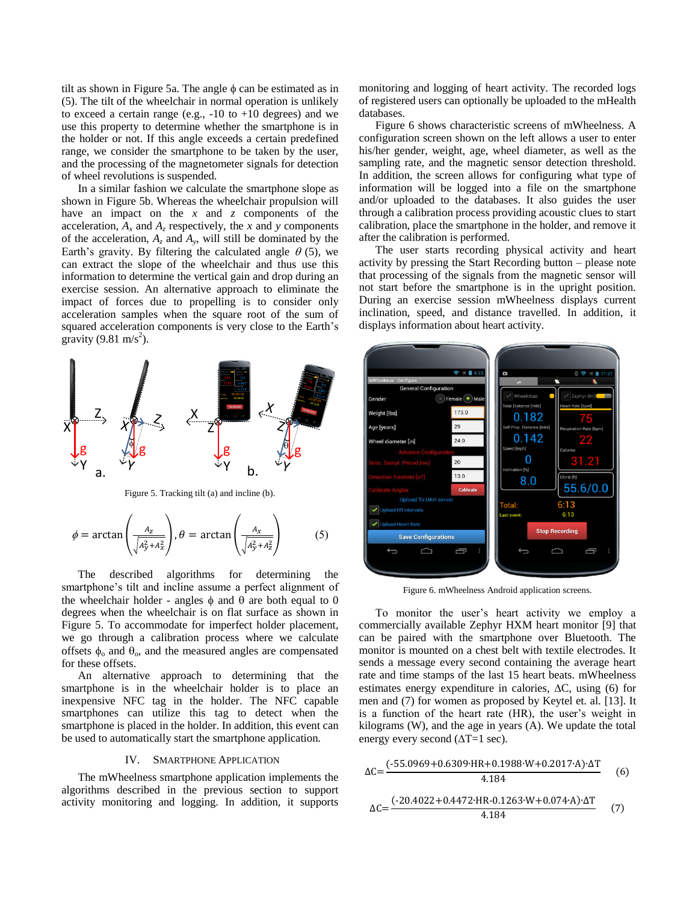tilt as shown in Figure 5a. The angle $\phi$ can be estimated as in (5). The tilt of the wheelchair in normal operation is unlikely to exceed a certain range (e.g., -10 to +10 degrees) and we use this property to determine whether the smartphone is in the holder or not. If this angle exceeds a certain predefined range, we consider the smartphone to be taken by the user, and the processing of the magnetometer signals for detection of wheel revolutions is suspended.

In a similar fashion we calculate the smartphone slope as shown in Figure 5b. Whereas the wheelchair propulsion will have an impact on the $x$ and $z$ components of the acceleration, $A_x$ and $A_z$ respectively, the $x$ and $y$ components of the acceleration, $A_z$ and $A_y$, will still be dominated by the Earth's gravity. By filtering the calculated angle $\theta$ (5), we can extract the slope of the wheelchair and thus use this information to determine the vertical gain and drop during an exercise session. An alternative approach to eliminate the impact of forces due to propelling is to consider only acceleration samples when the square root of the sum of squared acceleration components is very close to the Earth's gravity (9.81 m/s$^2$).

Figure 5. Tracking tilt (a) and incline (b).

$$\phi = \arctan\left(\frac{A_z}{\sqrt{A_y^2 + A_x^2}}\right), \theta = \arctan\left(\frac{A_x}{\sqrt{A_y^2 + A_z^2}}\right) \qquad (5)$$

The described algorithms for determining the smartphone's tilt and incline assume a perfect alignment of the wheelchair holder - angles $\phi$ and $\theta$ are both equal to 0 degrees when the wheelchair is on flat surface as shown in Figure 5. To accommodate for imperfect holder placement, we go through a calibration process where we calculate offsets $\phi_o$ and $\theta_o$, and the measured angles are compensated for these offsets.

An alternative approach to determining that the smartphone is in the wheelchair holder is to place an inexpensive NFC tag in the holder. The NFC capable smartphones can utilize this tag to detect when the smartphone is placed in the holder. In addition, this event can be used to automatically start the smartphone application.

## IV. Smartphone Application

The mWheelness smartphone application implements the algorithms described in the previous section to support activity monitoring and logging. In addition, it supports monitoring and logging of heart activity. The recorded logs of registered users can optionally be uploaded to the mHealth databases.

Figure 6 shows characteristic screens of mWheelness. A configuration screen shown on the left allows a user to enter his/her gender, weight, age, wheel diameter, as well as the sampling rate, and the magnetic sensor detection threshold. In addition, the screen allows for configuring what type of information will be logged into a file on the smartphone and/or uploaded to the databases. It also guides the user through a calibration process providing acoustic clues to start calibration, place the smartphone in the holder, and remove it after the calibration is performed.

The user starts recording physical activity and heart activity by pressing the Start Recording button – please note that processing of the signals from the magnetic sensor will not start before the smartphone is in the upright position. During an exercise session mWheelness displays current inclination, speed, and distance travelled. In addition, it displays information about heart activity.

Figure 6. mWheelness Android application screens.

To monitor the user's heart activity we employ a commercially available Zephyr HXM heart monitor [9] that can be paired with the smartphone over Bluetooth. The monitor is mounted on a chest belt with textile electrodes. It sends a message every second containing the average heart rate and time stamps of the last 15 heart beats. mWheelness estimates energy expenditure in calories, $\Delta C$, using (6) for men and (7) for women as proposed by Keytel et. al. [13]. It is a function of the heart rate (HR), the user's weight in kilograms (W), and the age in years (A). We update the total energy every second ($\Delta T$=1 sec).

$$\Delta C = \frac{(-55.0969 + 0.6309 \cdot HR + 0.1988 \cdot W + 0.2017 \cdot A) \cdot \Delta T}{4.184} \qquad (6)$$

$$\Delta C = \frac{(-20.4022 + 0.4472 \cdot HR - 0.1263 \cdot W + 0.074 \cdot A) \cdot \Delta T}{4.184} \qquad (7)$$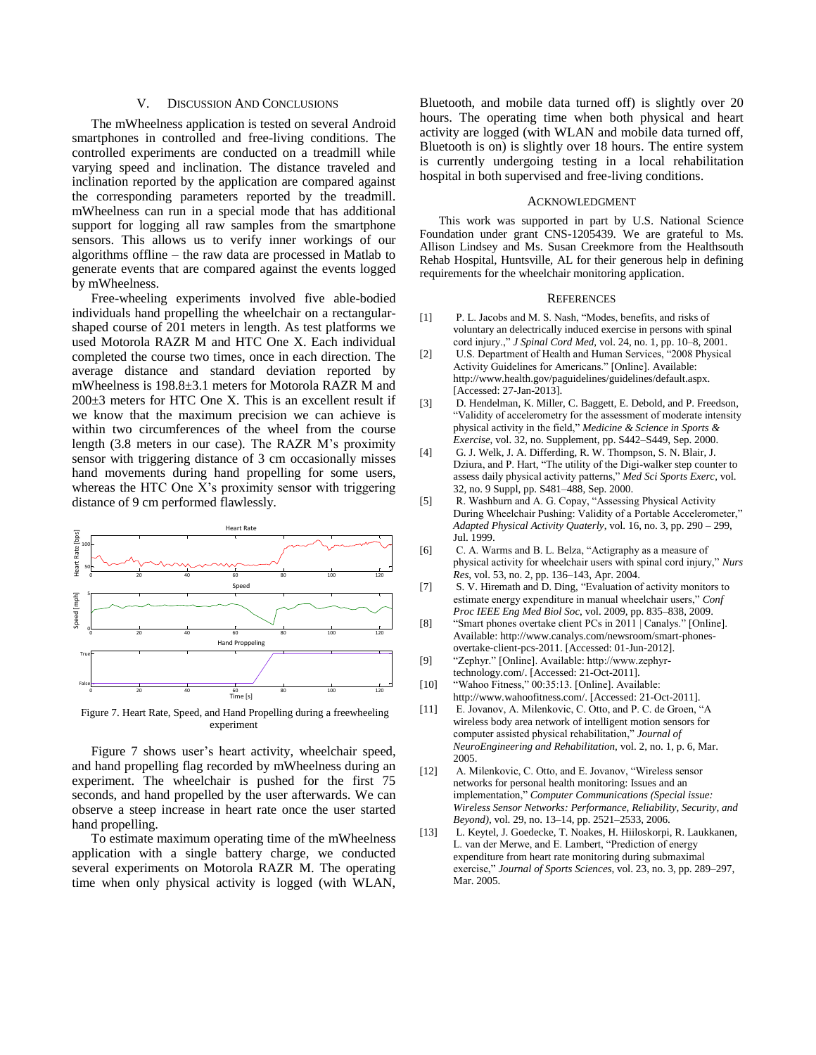## V. Discussion And Conclusions

The mWheelness application is tested on several Android smartphones in controlled and free-living conditions. The controlled experiments are conducted on a treadmill while varying speed and inclination. The distance traveled and inclination reported by the application are compared against the corresponding parameters reported by the treadmill. mWheelness can run in a special mode that has additional support for logging all raw samples from the smartphone sensors. This allows us to verify inner workings of our algorithms offline – the raw data are processed in Matlab to generate events that are compared against the events logged by mWheelness.

Free-wheeling experiments involved five able-bodied individuals hand propelling the wheelchair on a rectangular-shaped course of 201 meters in length. As test platforms we used Motorola RAZR M and HTC One X. Each individual completed the course two times, once in each direction. The average distance and standard deviation reported by mWheelness is 198.8±3.1 meters for Motorola RAZR M and 200±3 meters for HTC One X. This is an excellent result if we know that the maximum precision we can achieve is within two circumferences of the wheel from the course length (3.8 meters in our case). The RAZR M's proximity sensor with triggering distance of 3 cm occasionally misses hand movements during hand propelling for some users, whereas the HTC One X's proximity sensor with triggering distance of 9 cm performed flawlessly.

Heart Rate

Heart Rate [bps]

100

50

Speed

Speed [mph]

5

0

Hand Proppeling

True

False

0 20 40 60 80 100 120

Time [s]

Figure 7. Heart Rate, Speed, and Hand Propelling during a freewheeling experiment

Figure 7 shows user's heart activity, wheelchair speed, and hand propelling flag recorded by mWheelness during an experiment. The wheelchair is pushed for the first 75 seconds, and hand propelled by the user afterwards. We can observe a steep increase in heart rate once the user started hand propelling.

To estimate maximum operating time of the mWheelness application with a single battery charge, we conducted several experiments on Motorola RAZR M. The operating time when only physical activity is logged (with WLAN, Bluetooth, and mobile data turned off) is slightly over 20 hours. The operating time when both physical and heart activity are logged (with WLAN and mobile data turned off, Bluetooth is on) is slightly over 18 hours. The entire system is currently undergoing testing in a local rehabilitation hospital in both supervised and free-living conditions.

## Acknowledgment

This work was supported in part by U.S. National Science Foundation under grant CNS-1205439. We are grateful to Ms. Allison Lindsey and Ms. Susan Creekmore from the Healthsouth Rehab Hospital, Huntsville, AL for their generous help in defining requirements for the wheelchair monitoring application.

## References

[1] P. L. Jacobs and M. S. Nash, "Modes, benefits, and risks of voluntary an delectrically induced exercise in persons with spinal cord injury.," *J Spinal Cord Med*, vol. 24, no. 1, pp. 10–8, 2001.

[2] U.S. Department of Health and Human Services, "2008 Physical Activity Guidelines for Americans." [Online]. Available: http://www.health.gov/paguidelines/guidelines/default.aspx. [Accessed: 27-Jan-2013].

[3] D. Hendelman, K. Miller, C. Baggett, E. Debold, and P. Freedson, "Validity of accelerometry for the assessment of moderate intensity physical activity in the field," *Medicine & Science in Sports & Exercise*, vol. 32, no. Supplement, pp. S442–S449, Sep. 2000.

[4] G. J. Welk, J. A. Differding, R. W. Thompson, S. N. Blair, J. Dziura, and P. Hart, "The utility of the Digi-walker step counter to assess daily physical activity patterns," *Med Sci Sports Exerc*, vol. 32, no. 9 Suppl, pp. S481–488, Sep. 2000.

[5] R. Washburn and A. G. Copay, "Assessing Physical Activity During Wheelchair Pushing: Validity of a Portable Accelerometer," *Adapted Physical Activity Quaterly*, vol. 16, no. 3, pp. 290 – 299, Jul. 1999.

[6] C. A. Warms and B. L. Belza, "Actigraphy as a measure of physical activity for wheelchair users with spinal cord injury," *Nurs Res*, vol. 53, no. 2, pp. 136–143, Apr. 2004.

[7] S. V. Hiremath and D. Ding, "Evaluation of activity monitors to estimate energy expenditure in manual wheelchair users," *Conf Proc IEEE Eng Med Biol Soc*, vol. 2009, pp. 835–838, 2009.

[8] "Smart phones overtake client PCs in 2011 | Canalys." [Online]. Available: http://www.canalys.com/newsroom/smart-phones-overtake-client-pcs-2011. [Accessed: 01-Jun-2012].

[9] "Zephyr." [Online]. Available: http://www.zephyr-technology.com/. [Accessed: 21-Oct-2011].

[10] "Wahoo Fitness," 00:35:13. [Online]. Available: http://www.wahoofitness.com/. [Accessed: 21-Oct-2011].

[11] E. Jovanov, A. Milenkovic, C. Otto, and P. C. de Groen, "A wireless body area network of intelligent motion sensors for computer assisted physical rehabilitation," *Journal of NeuroEngineering and Rehabilitation*, vol. 2, no. 1, p. 6, Mar. 2005.

[12] A. Milenkovic, C. Otto, and E. Jovanov, "Wireless sensor networks for personal health monitoring: Issues and an implementation," *Computer Communications (Special issue: Wireless Sensor Networks: Performance, Reliability, Security, and Beyond)*, vol. 29, no. 13–14, pp. 2521–2533, 2006.

[13] L. Keytel, J. Goedecke, T. Noakes, H. Hiiloskorpi, R. Laukkanen, L. van der Merwe, and E. Lambert, "Prediction of energy expenditure from heart rate monitoring during submaximal exercise," *Journal of Sports Sciences*, vol. 23, no. 3, pp. 289–297, Mar. 2005.